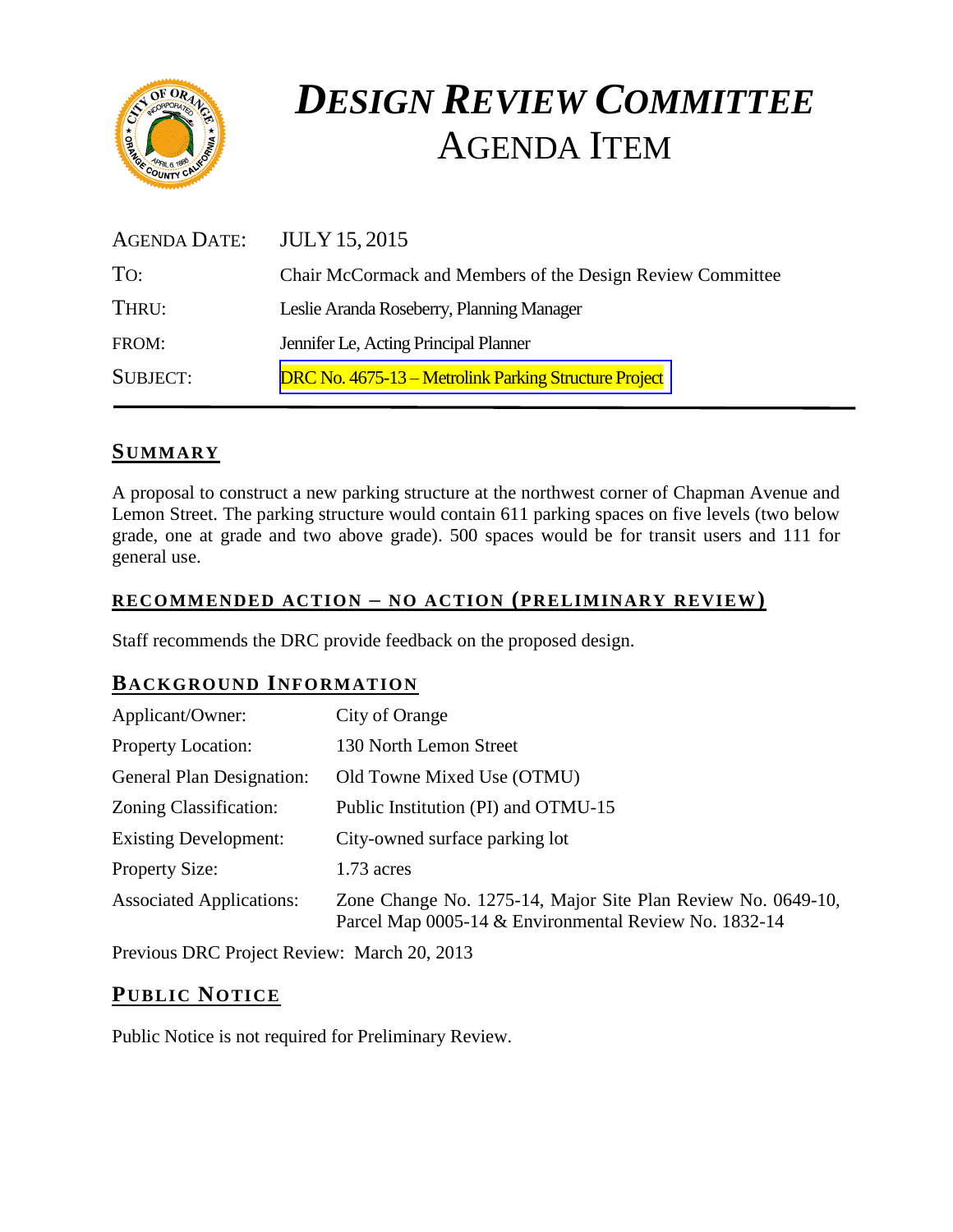# *DESIGN REVIEW COMMITTEE*
# AGENDA ITEM

| | |
|---|---|
| AGENDA DATE: | JULY 15, 2015 |
| TO: | Chair McCormack and Members of the Design Review Committee |
| THRU: | Leslie Aranda Roseberry, Planning Manager |
| FROM: | Jennifer Le, Acting Principal Planner |
| SUBJECT: | DRC No. 4675-13 – Metrolink Parking Structure Project |

## SUMMARY

A proposal to construct a new parking structure at the northwest corner of Chapman Avenue and Lemon Street. The parking structure would contain 611 parking spaces on five levels (two below grade, one at grade and two above grade). 500 spaces would be for transit users and 111 for general use.

### RECOMMENDED ACTION – NO ACTION (PRELIMINARY REVIEW)

Staff recommends the DRC provide feedback on the proposed design.

## BACKGROUND INFORMATION

| | |
|---|---|
| Applicant/Owner: | City of Orange |
| Property Location: | 130 North Lemon Street |
| General Plan Designation: | Old Towne Mixed Use (OTMU) |
| Zoning Classification: | Public Institution (PI) and OTMU-15 |
| Existing Development: | City-owned surface parking lot |
| Property Size: | 1.73 acres |
| Associated Applications: | Zone Change No. 1275-14, Major Site Plan Review No. 0649-10, Parcel Map 0005-14 & Environmental Review No. 1832-14 |

Previous DRC Project Review: March 20, 2013

## PUBLIC NOTICE

Public Notice is not required for Preliminary Review.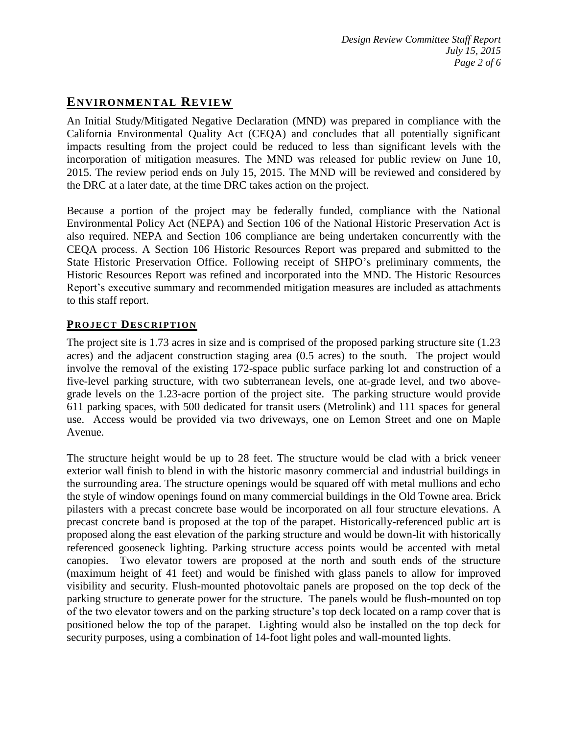## Environmental Review

An Initial Study/Mitigated Negative Declaration (MND) was prepared in compliance with the California Environmental Quality Act (CEQA) and concludes that all potentially significant impacts resulting from the project could be reduced to less than significant levels with the incorporation of mitigation measures. The MND was released for public review on June 10, 2015. The review period ends on July 15, 2015. The MND will be reviewed and considered by the DRC at a later date, at the time DRC takes action on the project.

Because a portion of the project may be federally funded, compliance with the National Environmental Policy Act (NEPA) and Section 106 of the National Historic Preservation Act is also required. NEPA and Section 106 compliance are being undertaken concurrently with the CEQA process. A Section 106 Historic Resources Report was prepared and submitted to the State Historic Preservation Office. Following receipt of SHPO's preliminary comments, the Historic Resources Report was refined and incorporated into the MND. The Historic Resources Report's executive summary and recommended mitigation measures are included as attachments to this staff report.

### Project Description

The project site is 1.73 acres in size and is comprised of the proposed parking structure site (1.23 acres) and the adjacent construction staging area (0.5 acres) to the south. The project would involve the removal of the existing 172-space public surface parking lot and construction of a five-level parking structure, with two subterranean levels, one at-grade level, and two above-grade levels on the 1.23-acre portion of the project site. The parking structure would provide 611 parking spaces, with 500 dedicated for transit users (Metrolink) and 111 spaces for general use. Access would be provided via two driveways, one on Lemon Street and one on Maple Avenue.

The structure height would be up to 28 feet. The structure would be clad with a brick veneer exterior wall finish to blend in with the historic masonry commercial and industrial buildings in the surrounding area. The structure openings would be squared off with metal mullions and echo the style of window openings found on many commercial buildings in the Old Towne area. Brick pilasters with a precast concrete base would be incorporated on all four structure elevations. A precast concrete band is proposed at the top of the parapet. Historically-referenced public art is proposed along the east elevation of the parking structure and would be down-lit with historically referenced gooseneck lighting. Parking structure access points would be accented with metal canopies. Two elevator towers are proposed at the north and south ends of the structure (maximum height of 41 feet) and would be finished with glass panels to allow for improved visibility and security. Flush-mounted photovoltaic panels are proposed on the top deck of the parking structure to generate power for the structure. The panels would be flush-mounted on top of the two elevator towers and on the parking structure's top deck located on a ramp cover that is positioned below the top of the parapet. Lighting would also be installed on the top deck for security purposes, using a combination of 14-foot light poles and wall-mounted lights.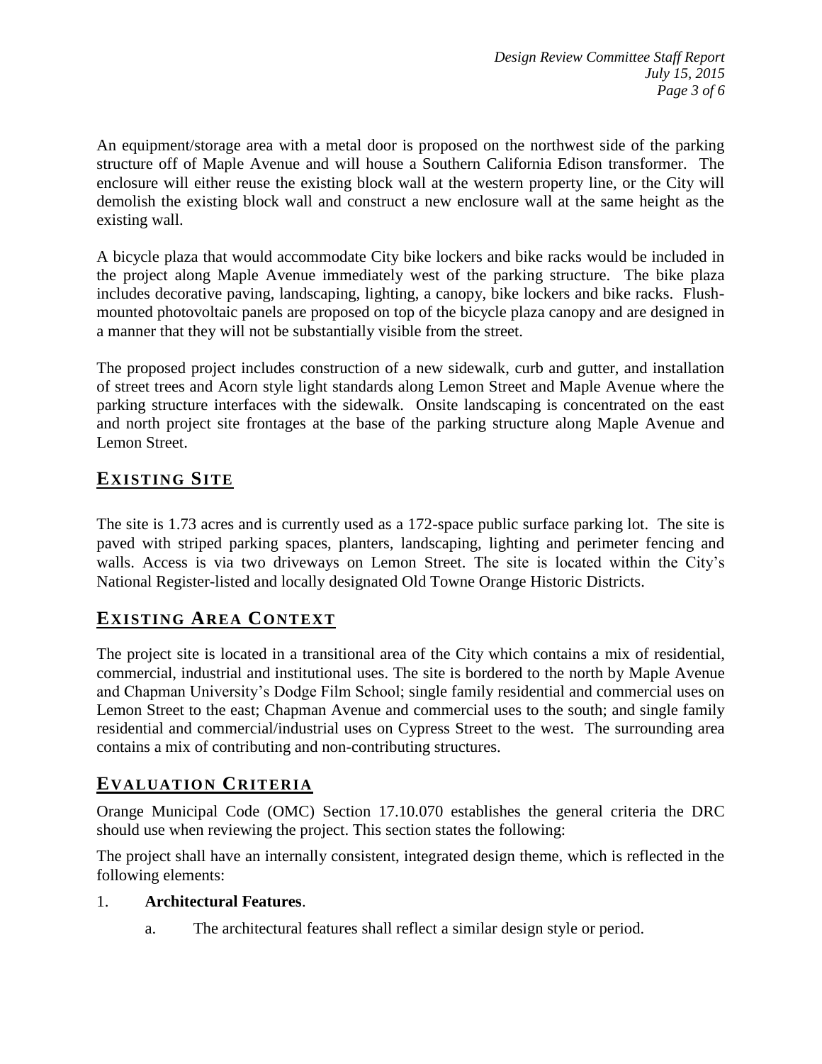An equipment/storage area with a metal door is proposed on the northwest side of the parking structure off of Maple Avenue and will house a Southern California Edison transformer. The enclosure will either reuse the existing block wall at the western property line, or the City will demolish the existing block wall and construct a new enclosure wall at the same height as the existing wall.

A bicycle plaza that would accommodate City bike lockers and bike racks would be included in the project along Maple Avenue immediately west of the parking structure. The bike plaza includes decorative paving, landscaping, lighting, a canopy, bike lockers and bike racks. Flush-mounted photovoltaic panels are proposed on top of the bicycle plaza canopy and are designed in a manner that they will not be substantially visible from the street.

The proposed project includes construction of a new sidewalk, curb and gutter, and installation of street trees and Acorn style light standards along Lemon Street and Maple Avenue where the parking structure interfaces with the sidewalk. Onsite landscaping is concentrated on the east and north project site frontages at the base of the parking structure along Maple Avenue and Lemon Street.

## EXISTING SITE

The site is 1.73 acres and is currently used as a 172-space public surface parking lot. The site is paved with striped parking spaces, planters, landscaping, lighting and perimeter fencing and walls. Access is via two driveways on Lemon Street. The site is located within the City's National Register-listed and locally designated Old Towne Orange Historic Districts.

## EXISTING AREA CONTEXT

The project site is located in a transitional area of the City which contains a mix of residential, commercial, industrial and institutional uses. The site is bordered to the north by Maple Avenue and Chapman University's Dodge Film School; single family residential and commercial uses on Lemon Street to the east; Chapman Avenue and commercial uses to the south; and single family residential and commercial/industrial uses on Cypress Street to the west. The surrounding area contains a mix of contributing and non-contributing structures.

## EVALUATION CRITERIA

Orange Municipal Code (OMC) Section 17.10.070 establishes the general criteria the DRC should use when reviewing the project. This section states the following:

The project shall have an internally consistent, integrated design theme, which is reflected in the following elements:

1. **Architectural Features**.
   a. The architectural features shall reflect a similar design style or period.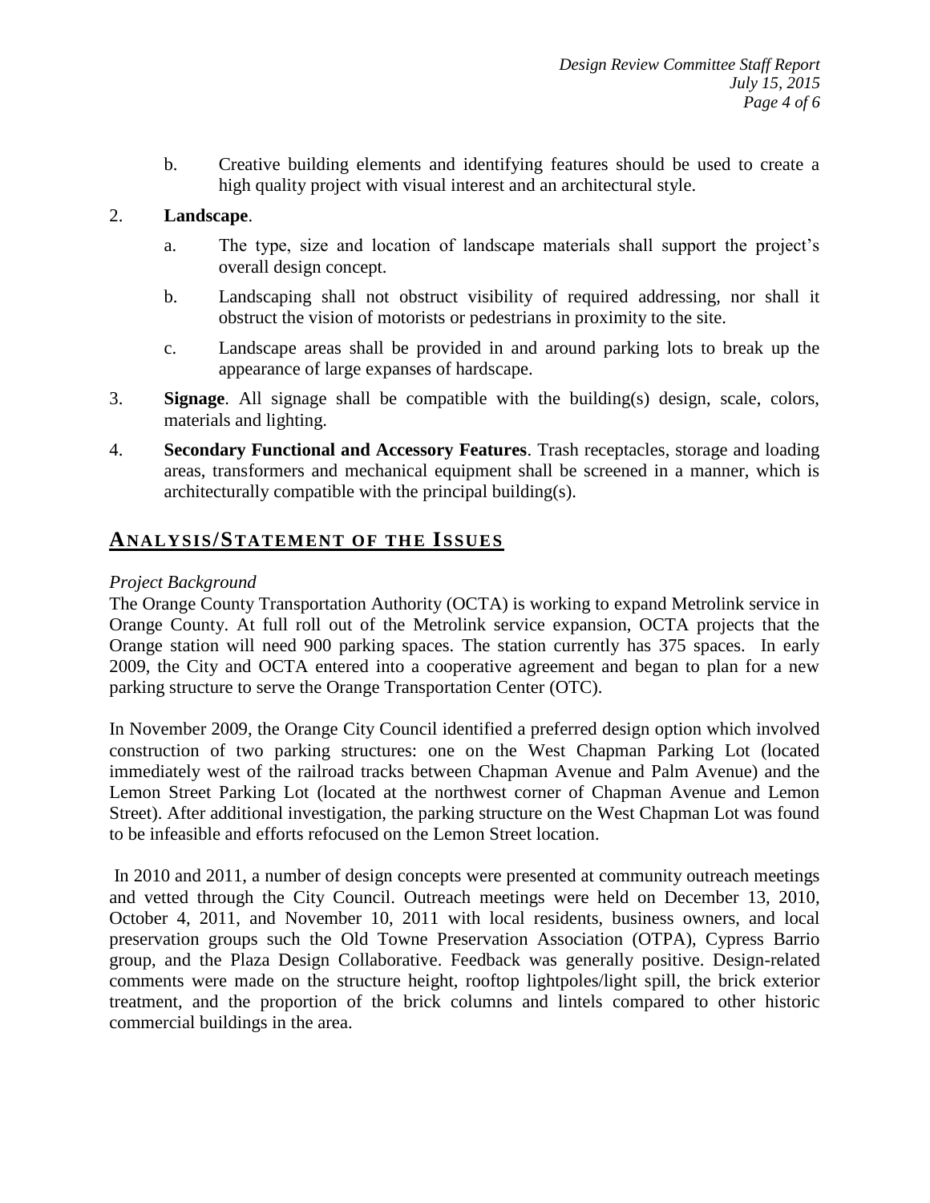b. Creative building elements and identifying features should be used to create a high quality project with visual interest and an architectural style.

2. **Landscape**.

   a. The type, size and location of landscape materials shall support the project's overall design concept.

   b. Landscaping shall not obstruct visibility of required addressing, nor shall it obstruct the vision of motorists or pedestrians in proximity to the site.

   c. Landscape areas shall be provided in and around parking lots to break up the appearance of large expanses of hardscape.

3. **Signage**. All signage shall be compatible with the building(s) design, scale, colors, materials and lighting.

4. **Secondary Functional and Accessory Features**. Trash receptacles, storage and loading areas, transformers and mechanical equipment shall be screened in a manner, which is architecturally compatible with the principal building(s).

## ANALYSIS/STATEMENT OF THE ISSUES

*Project Background*

The Orange County Transportation Authority (OCTA) is working to expand Metrolink service in Orange County. At full roll out of the Metrolink service expansion, OCTA projects that the Orange station will need 900 parking spaces. The station currently has 375 spaces. In early 2009, the City and OCTA entered into a cooperative agreement and began to plan for a new parking structure to serve the Orange Transportation Center (OTC).

In November 2009, the Orange City Council identified a preferred design option which involved construction of two parking structures: one on the West Chapman Parking Lot (located immediately west of the railroad tracks between Chapman Avenue and Palm Avenue) and the Lemon Street Parking Lot (located at the northwest corner of Chapman Avenue and Lemon Street). After additional investigation, the parking structure on the West Chapman Lot was found to be infeasible and efforts refocused on the Lemon Street location.

In 2010 and 2011, a number of design concepts were presented at community outreach meetings and vetted through the City Council. Outreach meetings were held on December 13, 2010, October 4, 2011, and November 10, 2011 with local residents, business owners, and local preservation groups such the Old Towne Preservation Association (OTPA), Cypress Barrio group, and the Plaza Design Collaborative. Feedback was generally positive. Design-related comments were made on the structure height, rooftop lightpoles/light spill, the brick exterior treatment, and the proportion of the brick columns and lintels compared to other historic commercial buildings in the area.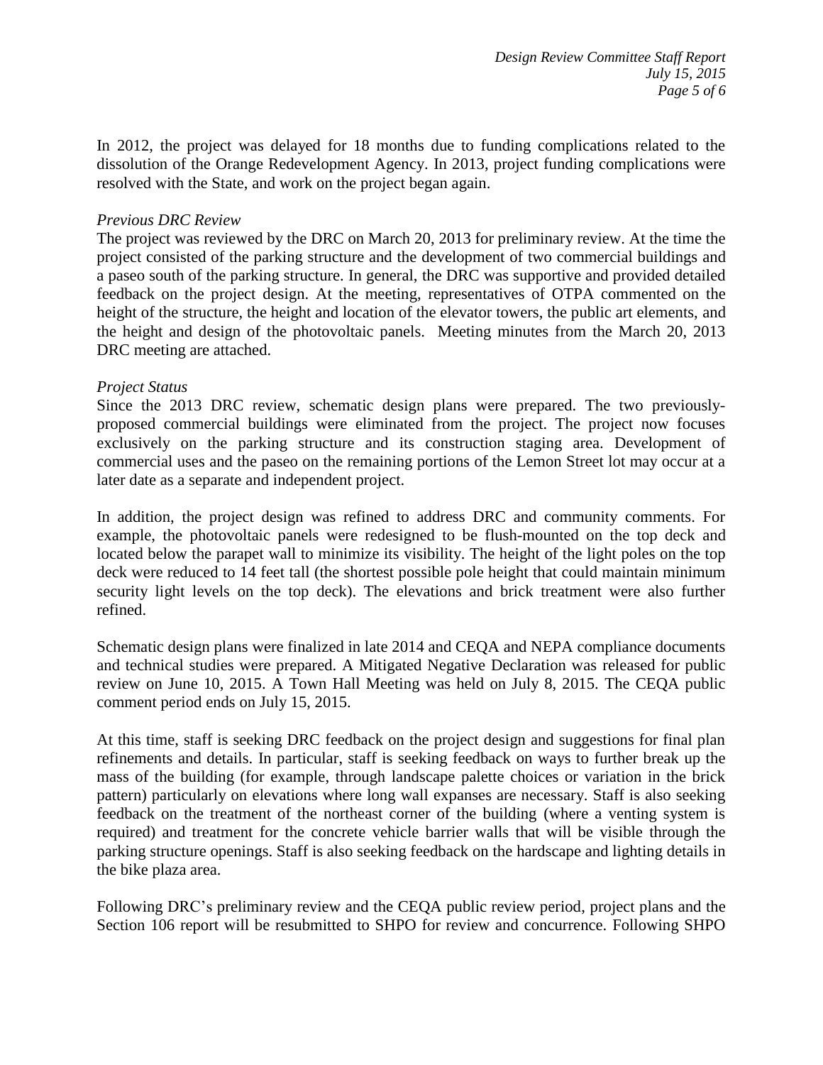In 2012, the project was delayed for 18 months due to funding complications related to the dissolution of the Orange Redevelopment Agency. In 2013, project funding complications were resolved with the State, and work on the project began again.

*Previous DRC Review*

The project was reviewed by the DRC on March 20, 2013 for preliminary review. At the time the project consisted of the parking structure and the development of two commercial buildings and a paseo south of the parking structure. In general, the DRC was supportive and provided detailed feedback on the project design. At the meeting, representatives of OTPA commented on the height of the structure, the height and location of the elevator towers, the public art elements, and the height and design of the photovoltaic panels. Meeting minutes from the March 20, 2013 DRC meeting are attached.

*Project Status*

Since the 2013 DRC review, schematic design plans were prepared. The two previously-proposed commercial buildings were eliminated from the project. The project now focuses exclusively on the parking structure and its construction staging area. Development of commercial uses and the paseo on the remaining portions of the Lemon Street lot may occur at a later date as a separate and independent project.

In addition, the project design was refined to address DRC and community comments. For example, the photovoltaic panels were redesigned to be flush-mounted on the top deck and located below the parapet wall to minimize its visibility. The height of the light poles on the top deck were reduced to 14 feet tall (the shortest possible pole height that could maintain minimum security light levels on the top deck). The elevations and brick treatment were also further refined.

Schematic design plans were finalized in late 2014 and CEQA and NEPA compliance documents and technical studies were prepared. A Mitigated Negative Declaration was released for public review on June 10, 2015. A Town Hall Meeting was held on July 8, 2015. The CEQA public comment period ends on July 15, 2015.

At this time, staff is seeking DRC feedback on the project design and suggestions for final plan refinements and details. In particular, staff is seeking feedback on ways to further break up the mass of the building (for example, through landscape palette choices or variation in the brick pattern) particularly on elevations where long wall expanses are necessary. Staff is also seeking feedback on the treatment of the northeast corner of the building (where a venting system is required) and treatment for the concrete vehicle barrier walls that will be visible through the parking structure openings. Staff is also seeking feedback on the hardscape and lighting details in the bike plaza area.

Following DRC's preliminary review and the CEQA public review period, project plans and the Section 106 report will be resubmitted to SHPO for review and concurrence. Following SHPO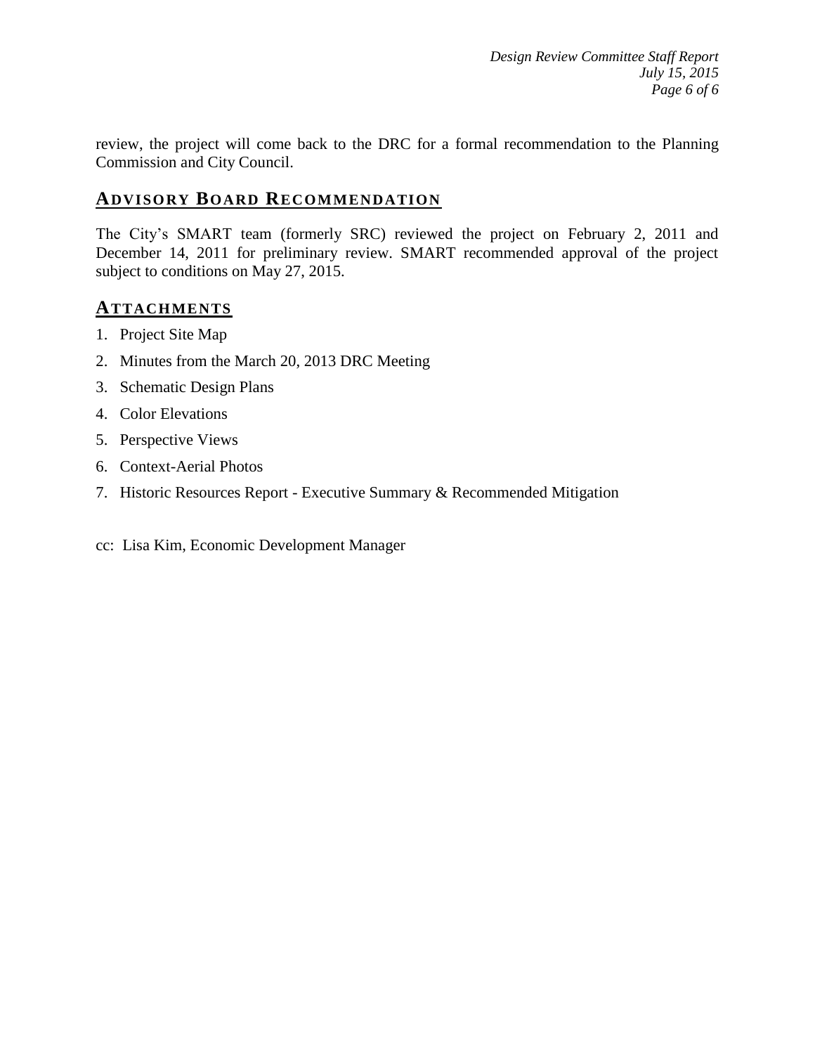review, the project will come back to the DRC for a formal recommendation to the Planning Commission and City Council.

## ADVISORY BOARD RECOMMENDATION

The City's SMART team (formerly SRC) reviewed the project on February 2, 2011 and December 14, 2011 for preliminary review. SMART recommended approval of the project subject to conditions on May 27, 2015.

## ATTACHMENTS

1. Project Site Map
2. Minutes from the March 20, 2013 DRC Meeting
3. Schematic Design Plans
4. Color Elevations
5. Perspective Views
6. Context-Aerial Photos
7. Historic Resources Report - Executive Summary & Recommended Mitigation

cc: Lisa Kim, Economic Development Manager